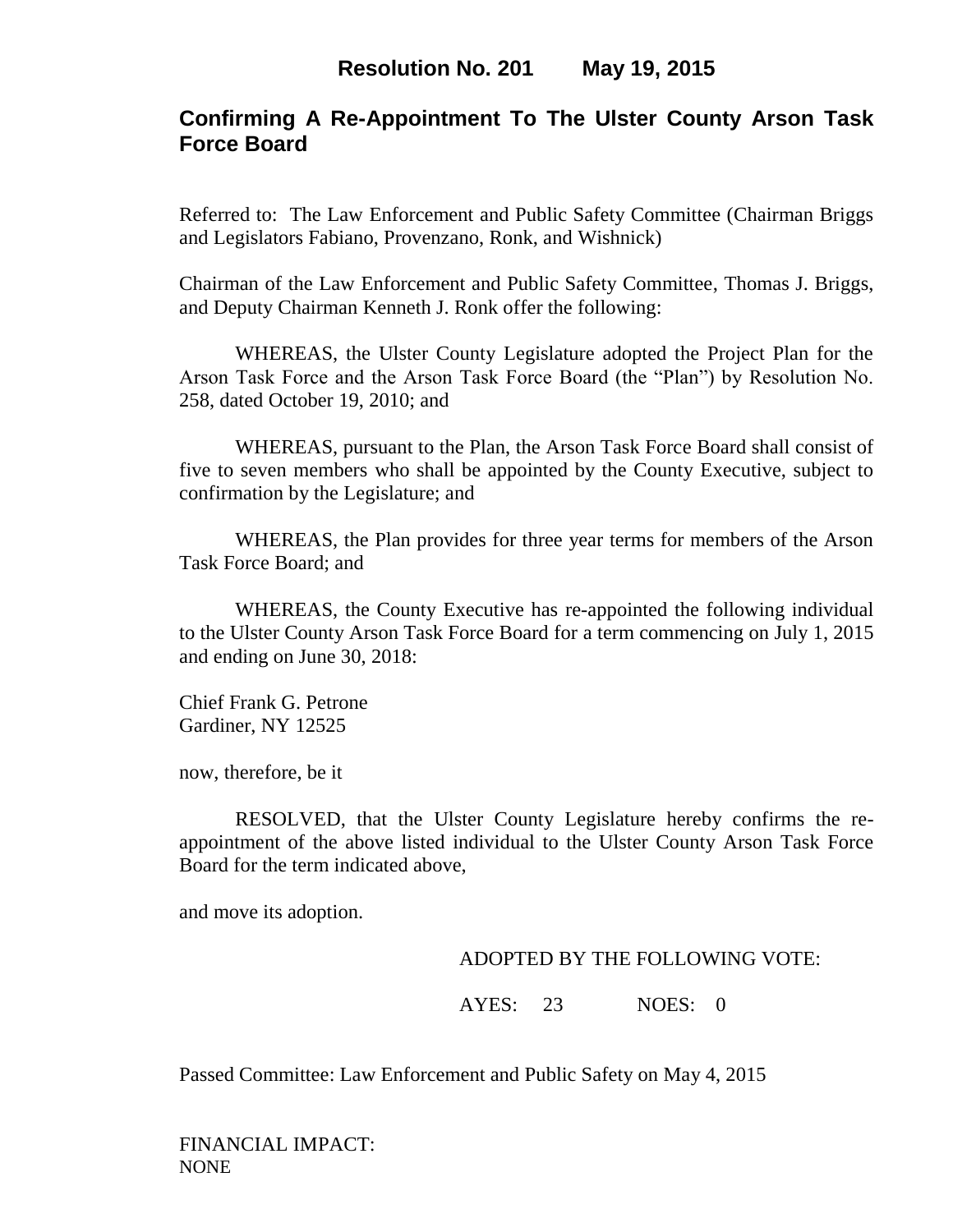# Resolution No. 201 May 19, 2015

## Confirming A Re-Appointment To The Ulster County Arson Task Force Board

Referred to: The Law Enforcement and Public Safety Committee (Chairman Briggs and Legislators Fabiano, Provenzano, Ronk, and Wishnick)

Chairman of the Law Enforcement and Public Safety Committee, Thomas J. Briggs, and Deputy Chairman Kenneth J. Ronk offer the following:

WHEREAS, the Ulster County Legislature adopted the Project Plan for the Arson Task Force and the Arson Task Force Board (the "Plan") by Resolution No. 258, dated October 19, 2010; and

WHEREAS, pursuant to the Plan, the Arson Task Force Board shall consist of five to seven members who shall be appointed by the County Executive, subject to confirmation by the Legislature; and

WHEREAS, the Plan provides for three year terms for members of the Arson Task Force Board; and

WHEREAS, the County Executive has re-appointed the following individual to the Ulster County Arson Task Force Board for a term commencing on July 1, 2015 and ending on June 30, 2018:

Chief Frank G. Petrone
Gardiner, NY 12525

now, therefore, be it

RESOLVED, that the Ulster County Legislature hereby confirms the re-appointment of the above listed individual to the Ulster County Arson Task Force Board for the term indicated above,

and move its adoption.

ADOPTED BY THE FOLLOWING VOTE:

AYES: 23 NOES: 0

Passed Committee: Law Enforcement and Public Safety on May 4, 2015

FINANCIAL IMPACT:
NONE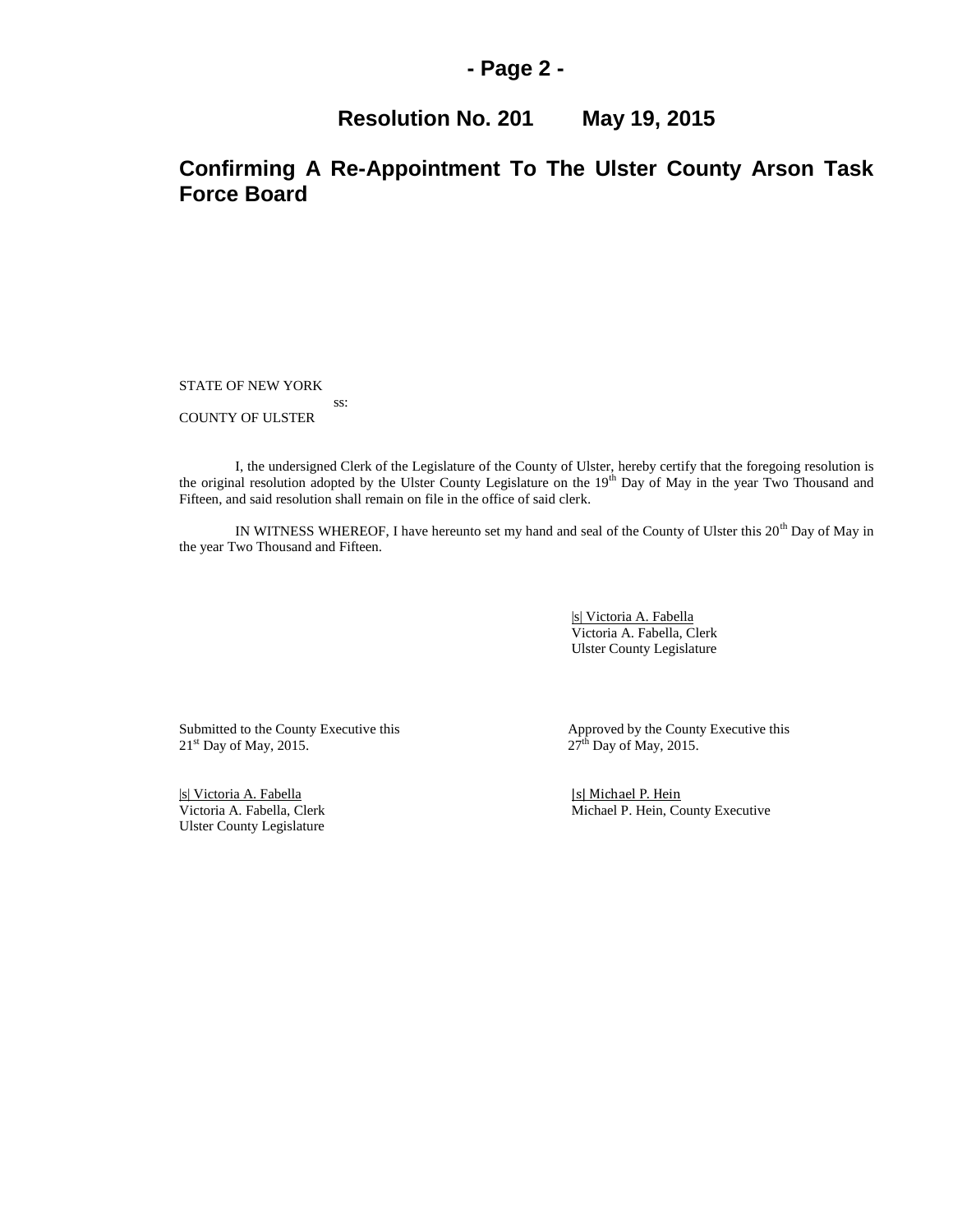**Resolution No. 201 May 19, 2015**

## Confirming A Re-Appointment To The Ulster County Arson Task Force Board

STATE OF NEW YORK
ss:
COUNTY OF ULSTER

I, the undersigned Clerk of the Legislature of the County of Ulster, hereby certify that the foregoing resolution is the original resolution adopted by the Ulster County Legislature on the 19th Day of May in the year Two Thousand and Fifteen, and said resolution shall remain on file in the office of said clerk.

IN WITNESS WHEREOF, I have hereunto set my hand and seal of the County of Ulster this 20th Day of May in the year Two Thousand and Fifteen.

|s| Victoria A. Fabella
Victoria A. Fabella, Clerk
Ulster County Legislature

Submitted to the County Executive this
21st Day of May, 2015.

|s| Victoria A. Fabella
Victoria A. Fabella, Clerk
Ulster County Legislature

Approved by the County Executive this
27th Day of May, 2015.

|s| Michael P. Hein
Michael P. Hein, County Executive